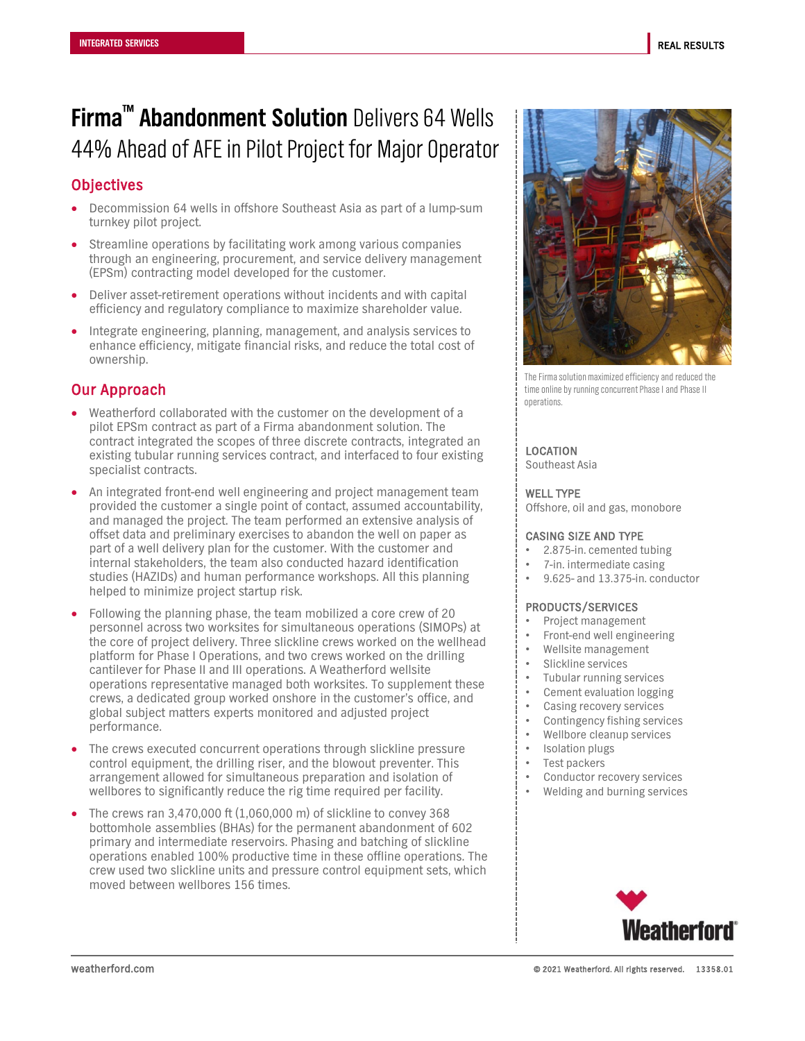INTEGRATED SERVICES

REAL RESULTS

# Firma™ Abandonment Solution Delivers 64 Wells 44% Ahead of AFE in Pilot Project for Major Operator

## Objectives

- Decommission 64 wells in offshore Southeast Asia as part of a lump-sum turnkey pilot project.
- Streamline operations by facilitating work among various companies through an engineering, procurement, and service delivery management (EPSm) contracting model developed for the customer.
- Deliver asset-retirement operations without incidents and with capital efficiency and regulatory compliance to maximize shareholder value.
- Integrate engineering, planning, management, and analysis services to enhance efficiency, mitigate financial risks, and reduce the total cost of ownership.

## Our Approach

- Weatherford collaborated with the customer on the development of a pilot EPSm contract as part of a Firma abandonment solution. The contract integrated the scopes of three discrete contracts, integrated an existing tubular running services contract, and interfaced to four existing specialist contracts.
- An integrated front-end well engineering and project management team provided the customer a single point of contact, assumed accountability, and managed the project. The team performed an extensive analysis of offset data and preliminary exercises to abandon the well on paper as part of a well delivery plan for the customer. With the customer and internal stakeholders, the team also conducted hazard identification studies (HAZIDs) and human performance workshops. All this planning helped to minimize project startup risk.
- Following the planning phase, the team mobilized a core crew of 20 personnel across two worksites for simultaneous operations (SIMOPs) at the core of project delivery. Three slickline crews worked on the wellhead platform for Phase I Operations, and two crews worked on the drilling cantilever for Phase II and III operations. A Weatherford wellsite operations representative managed both worksites. To supplement these crews, a dedicated group worked onshore in the customer's office, and global subject matters experts monitored and adjusted project performance.
- The crews executed concurrent operations through slickline pressure control equipment, the drilling riser, and the blowout preventer. This arrangement allowed for simultaneous preparation and isolation of wellbores to significantly reduce the rig time required per facility.
- The crews ran 3,470,000 ft (1,060,000 m) of slickline to convey 368 bottomhole assemblies (BHAs) for the permanent abandonment of 602 primary and intermediate reservoirs. Phasing and batching of slickline operations enabled 100% productive time in these offline operations. The crew used two slickline units and pressure control equipment sets, which moved between wellbores 156 times.

The Firma solution maximized efficiency and reduced the time online by running concurrent Phase I and Phase II operations.

### LOCATION
Southeast Asia

### WELL TYPE
Offshore, oil and gas, monobore

### CASING SIZE AND TYPE
- 2.875-in. cemented tubing
- 7-in. intermediate casing
- 9.625- and 13.375-in. conductor

### PRODUCTS/SERVICES
- Project management
- Front-end well engineering
- Wellsite management
- Slickline services
- Tubular running services
- Cement evaluation logging
- Casing recovery services
- Contingency fishing services
- Wellbore cleanup services
- Isolation plugs
- Test packers
- Conductor recovery services
- Welding and burning services

Weatherford®

weatherford.com

© 2021 Weatherford. All rights reserved. 13358.01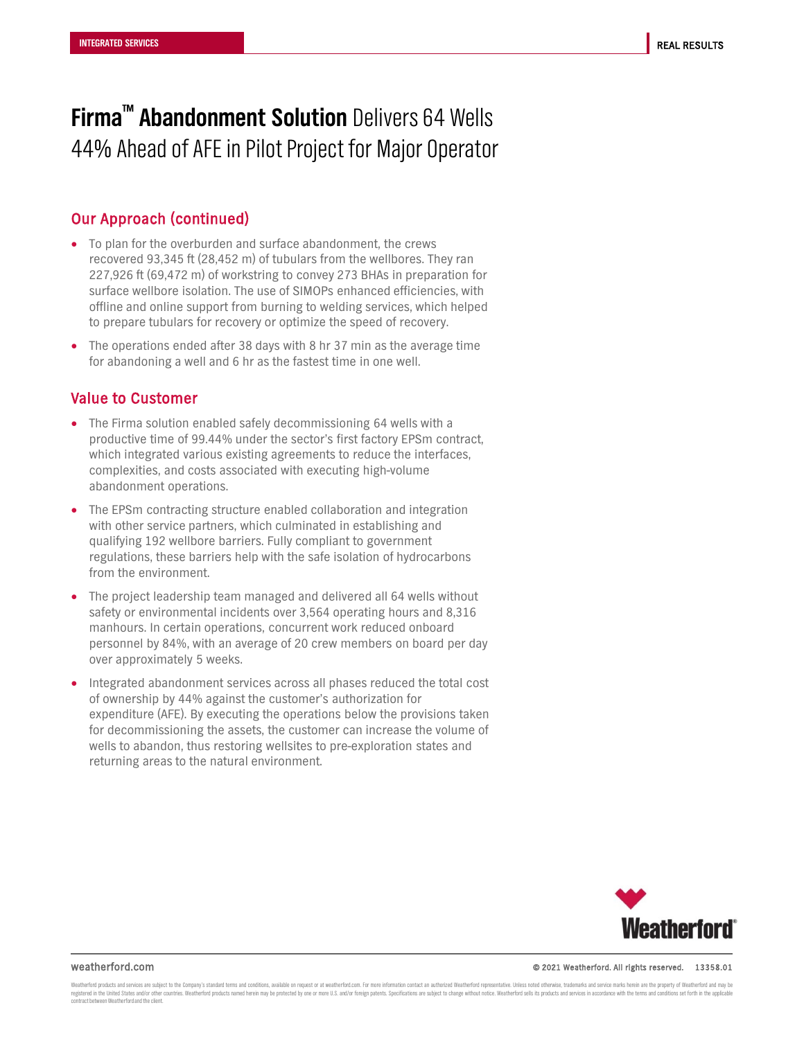# **Firma™ Abandonment Solution** Delivers 64 Wells 44% Ahead of AFE in Pilot Project for Major Operator

## Our Approach (continued)

- To plan for the overburden and surface abandonment, the crews recovered 93,345 ft (28,452 m) of tubulars from the wellbores. They ran 227,926 ft (69,472 m) of workstring to convey 273 BHAs in preparation for surface wellbore isolation. The use of SIMOPs enhanced efficiencies, with offline and online support from burning to welding services, which helped to prepare tubulars for recovery or optimize the speed of recovery.
- The operations ended after 38 days with 8 hr 37 min as the average time for abandoning a well and 6 hr as the fastest time in one well.

## Value to Customer

- The Firma solution enabled safely decommissioning 64 wells with a productive time of 99.44% under the sector's first factory EPSm contract, which integrated various existing agreements to reduce the interfaces, complexities, and costs associated with executing high-volume abandonment operations.
- The EPSm contracting structure enabled collaboration and integration with other service partners, which culminated in establishing and qualifying 192 wellbore barriers. Fully compliant to government regulations, these barriers help with the safe isolation of hydrocarbons from the environment.
- The project leadership team managed and delivered all 64 wells without safety or environmental incidents over 3,564 operating hours and 8,316 manhours. In certain operations, concurrent work reduced onboard personnel by 84%, with an average of 20 crew members on board per day over approximately 5 weeks.
- Integrated abandonment services across all phases reduced the total cost of ownership by 44% against the customer's authorization for expenditure (AFE). By executing the operations below the provisions taken for decommissioning the assets, the customer can increase the volume of wells to abandon, thus restoring wellsites to pre-exploration states and returning areas to the natural environment.

weatherford.com

© 2021 Weatherford. All rights reserved. 13358.01

Weatherford products and services are subject to the Company's standard terms and conditions, available on request or at weatherford.com. For more information contact an authorized Weatherford representative. Unless noted otherwise, trademarks and service marks herein are the property of Weatherford and may be registered in the United States and/or other countries. Weatherford products named herein may be protected by one or more U.S. and/or foreign patents. Specifications are subject to change without notice. Weatherford sells its products and services in accordance with the terms and conditions set forth in the applicable contract between Weatherford and the client.